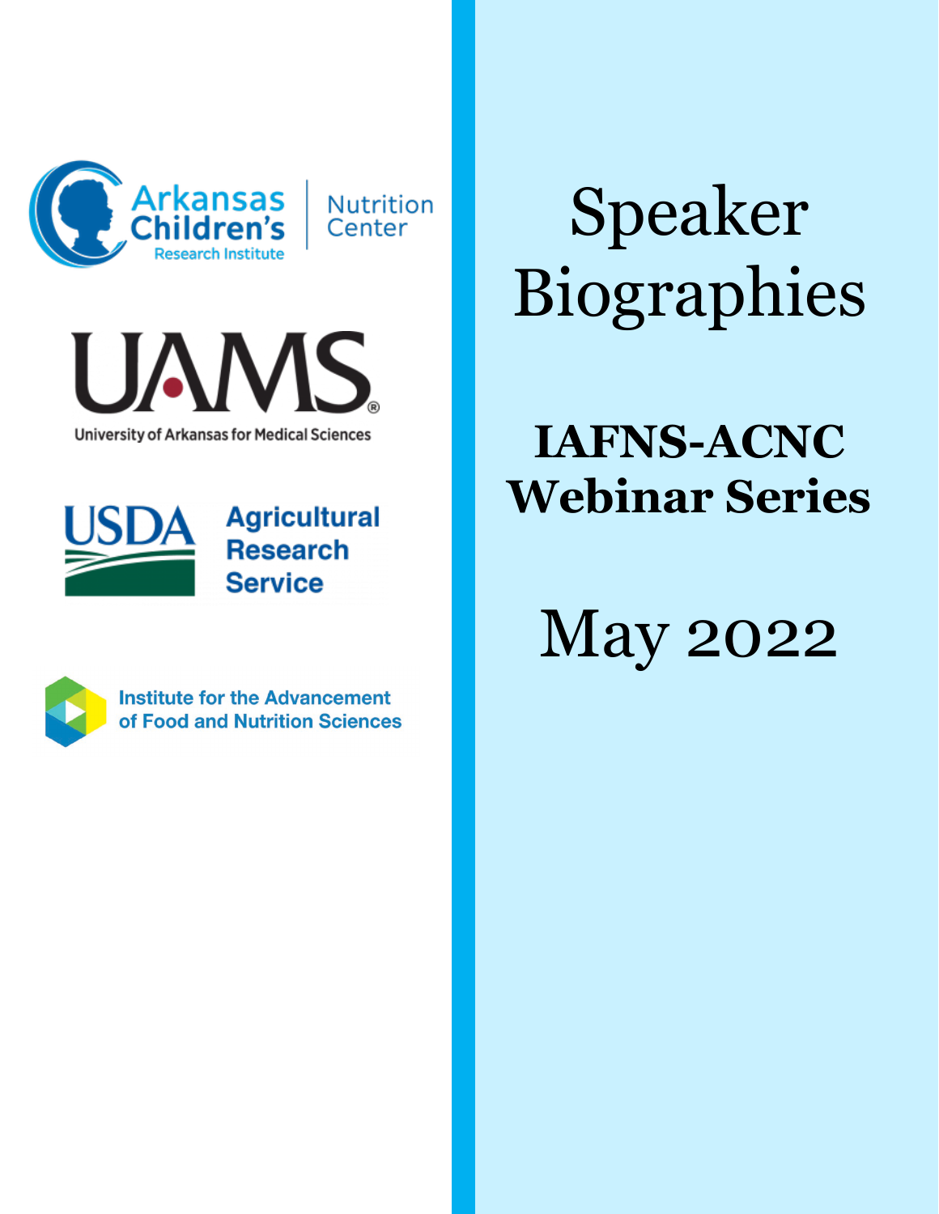Arkansas Children's Research Institute | Nutrition Center

UAMS
University of Arkansas for Medical Sciences

USDA Agricultural Research Service

Institute for the Advancement of Food and Nutrition Sciences

# Speaker Biographies

## IAFNS-ACNC Webinar Series

# May 2022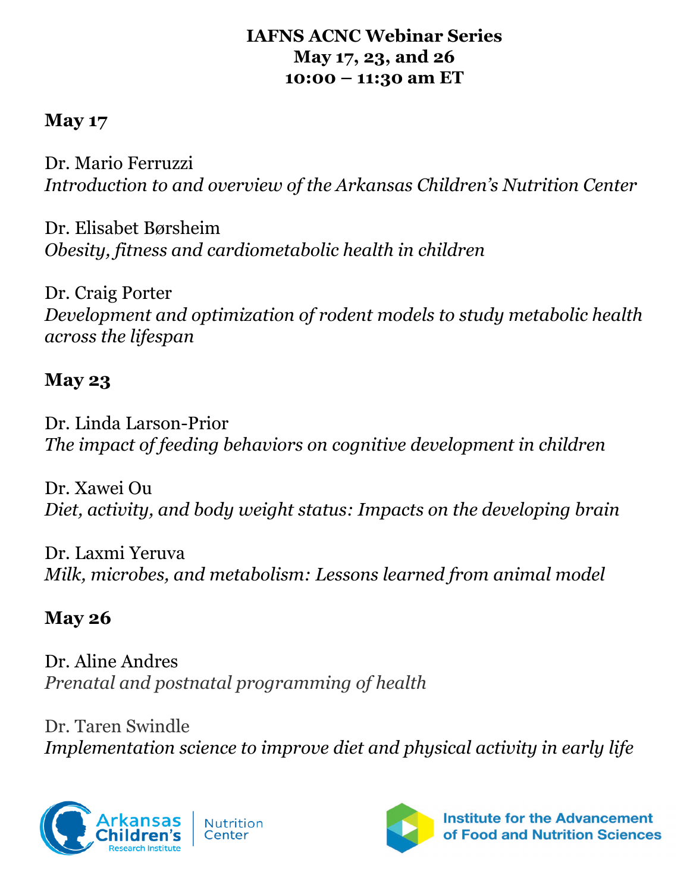**IAFNS ACNC Webinar Series**
**May 17, 23, and 26**
**10:00 – 11:30 am ET**

## May 17

Dr. Mario Ferruzzi
*Introduction to and overview of the Arkansas Children's Nutrition Center*

Dr. Elisabet Børsheim
*Obesity, fitness and cardiometabolic health in children*

Dr. Craig Porter
*Development and optimization of rodent models to study metabolic health across the lifespan*

## May 23

Dr. Linda Larson-Prior
*The impact of feeding behaviors on cognitive development in children*

Dr. Xawei Ou
*Diet, activity, and body weight status: Impacts on the developing brain*

Dr. Laxmi Yeruva
*Milk, microbes, and metabolism: Lessons learned from animal model*

## May 26

Dr. Aline Andres
*Prenatal and postnatal programming of health*

Dr. Taren Swindle
*Implementation science to improve diet and physical activity in early life*

Arkansas Children's Research Institute | Nutrition Center

Institute for the Advancement of Food and Nutrition Sciences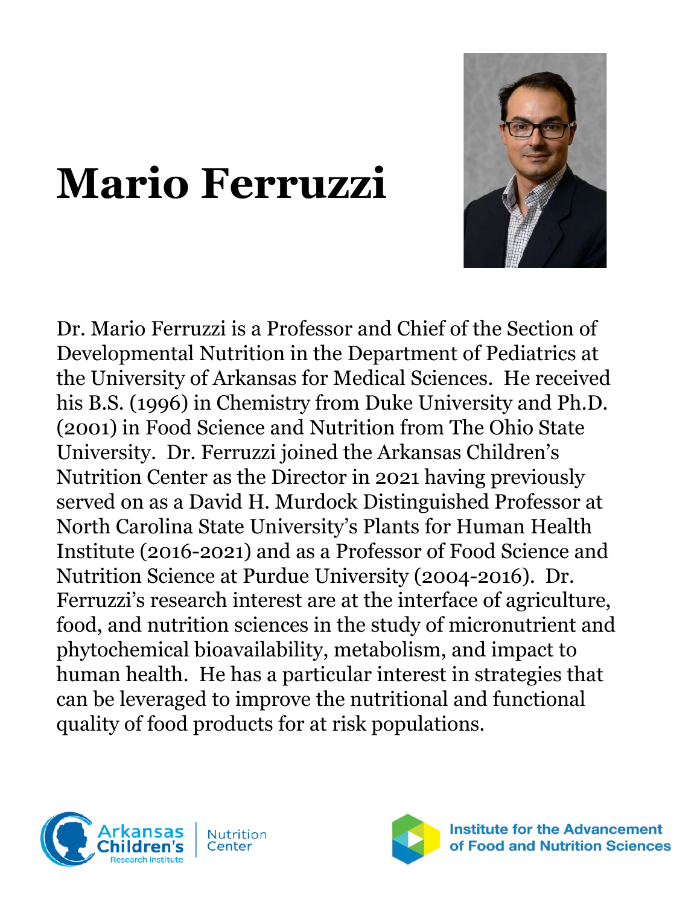# Mario Ferruzzi

Dr. Mario Ferruzzi is a Professor and Chief of the Section of Developmental Nutrition in the Department of Pediatrics at the University of Arkansas for Medical Sciences. He received his B.S. (1996) in Chemistry from Duke University and Ph.D. (2001) in Food Science and Nutrition from The Ohio State University. Dr. Ferruzzi joined the Arkansas Children's Nutrition Center as the Director in 2021 having previously served on as a David H. Murdock Distinguished Professor at North Carolina State University's Plants for Human Health Institute (2016-2021) and as a Professor of Food Science and Nutrition Science at Purdue University (2004-2016). Dr. Ferruzzi's research interest are at the interface of agriculture, food, and nutrition sciences in the study of micronutrient and phytochemical bioavailability, metabolism, and impact to human health. He has a particular interest in strategies that can be leveraged to improve the nutritional and functional quality of food products for at risk populations.

Arkansas Children's Research Institute | Nutrition Center

Institute for the Advancement of Food and Nutrition Sciences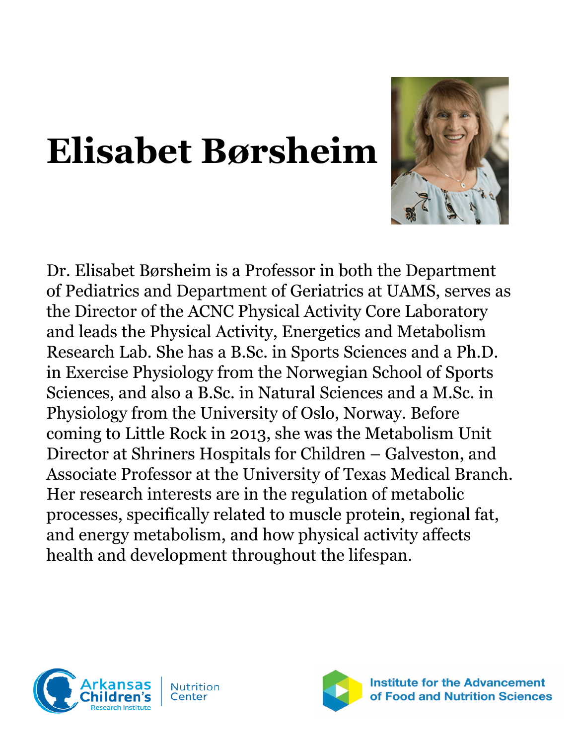# Elisabet Børsheim

Dr. Elisabet Børsheim is a Professor in both the Department of Pediatrics and Department of Geriatrics at UAMS, serves as the Director of the ACNC Physical Activity Core Laboratory and leads the Physical Activity, Energetics and Metabolism Research Lab. She has a B.Sc. in Sports Sciences and a Ph.D. in Exercise Physiology from the Norwegian School of Sports Sciences, and also a B.Sc. in Natural Sciences and a M.Sc. in Physiology from the University of Oslo, Norway. Before coming to Little Rock in 2013, she was the Metabolism Unit Director at Shriners Hospitals for Children – Galveston, and Associate Professor at the University of Texas Medical Branch. Her research interests are in the regulation of metabolic processes, specifically related to muscle protein, regional fat, and energy metabolism, and how physical activity affects health and development throughout the lifespan.

Arkansas Children's Research Institute | Nutrition Center

Institute for the Advancement of Food and Nutrition Sciences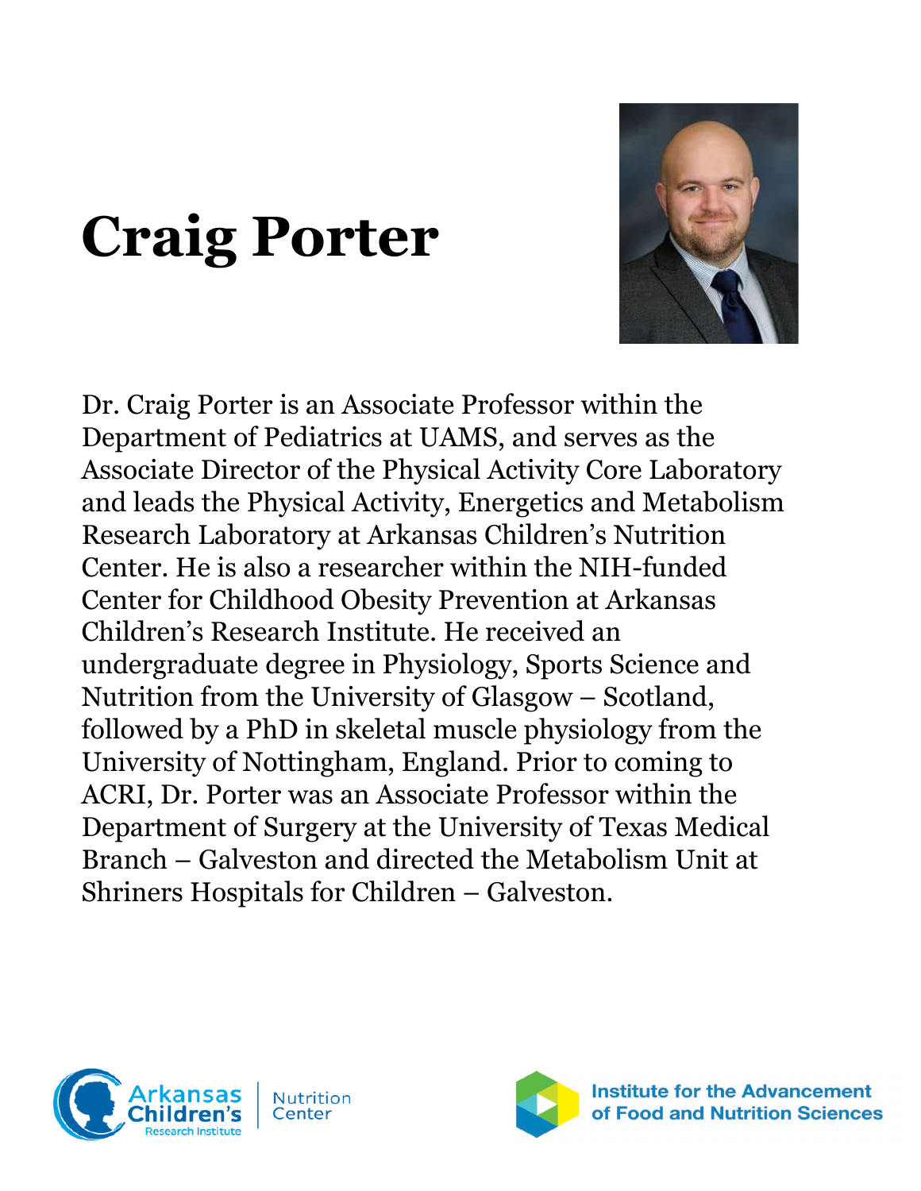# Craig Porter

Dr. Craig Porter is an Associate Professor within the Department of Pediatrics at UAMS, and serves as the Associate Director of the Physical Activity Core Laboratory and leads the Physical Activity, Energetics and Metabolism Research Laboratory at Arkansas Children's Nutrition Center. He is also a researcher within the NIH-funded Center for Childhood Obesity Prevention at Arkansas Children's Research Institute. He received an undergraduate degree in Physiology, Sports Science and Nutrition from the University of Glasgow – Scotland, followed by a PhD in skeletal muscle physiology from the University of Nottingham, England. Prior to coming to ACRI, Dr. Porter was an Associate Professor within the Department of Surgery at the University of Texas Medical Branch – Galveston and directed the Metabolism Unit at Shriners Hospitals for Children – Galveston.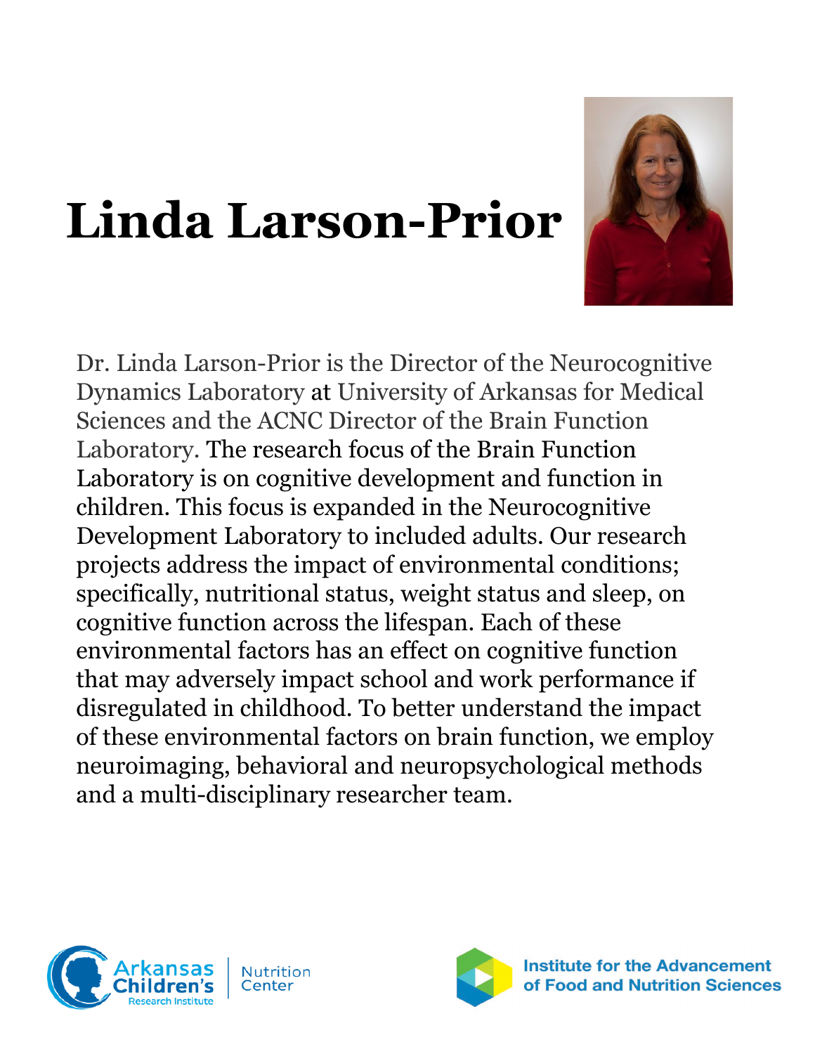# Linda Larson-Prior

Dr. Linda Larson-Prior is the Director of the Neurocognitive Dynamics Laboratory at University of Arkansas for Medical Sciences and the ACNC Director of the Brain Function Laboratory. The research focus of the Brain Function Laboratory is on cognitive development and function in children. This focus is expanded in the Neurocognitive Development Laboratory to included adults. Our research projects address the impact of environmental conditions; specifically, nutritional status, weight status and sleep, on cognitive function across the lifespan. Each of these environmental factors has an effect on cognitive function that may adversely impact school and work performance if disregulated in childhood. To better understand the impact of these environmental factors on brain function, we employ neuroimaging, behavioral and neuropsychological methods and a multi-disciplinary researcher team.

Arkansas Children's Research Institute | Nutrition Center

Institute for the Advancement of Food and Nutrition Sciences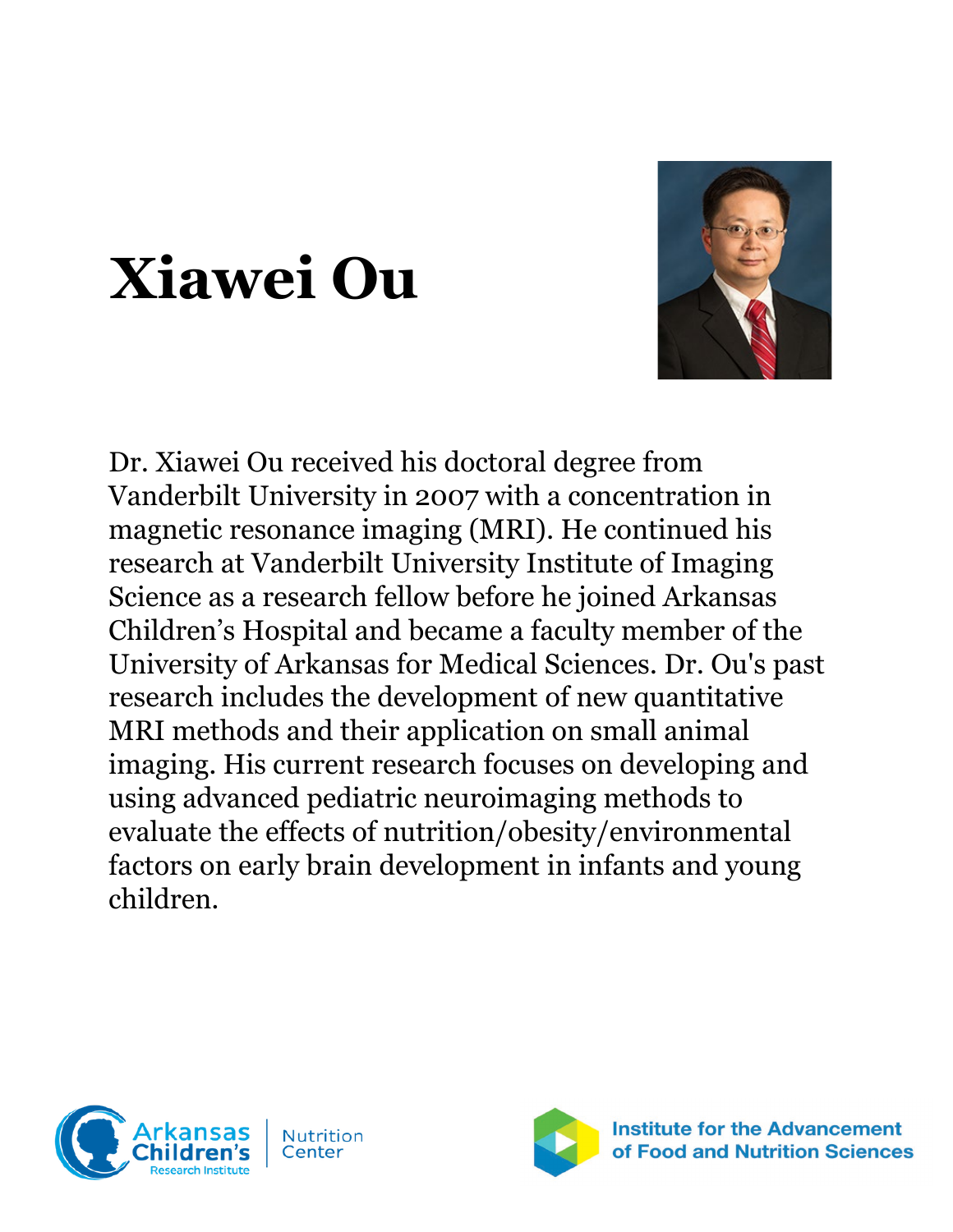# Xiawei Ou

Dr. Xiawei Ou received his doctoral degree from Vanderbilt University in 2007 with a concentration in magnetic resonance imaging (MRI). He continued his research at Vanderbilt University Institute of Imaging Science as a research fellow before he joined Arkansas Children's Hospital and became a faculty member of the University of Arkansas for Medical Sciences. Dr. Ou's past research includes the development of new quantitative MRI methods and their application on small animal imaging. His current research focuses on developing and using advanced pediatric neuroimaging methods to evaluate the effects of nutrition/obesity/environmental factors on early brain development in infants and young children.

Arkansas Children's Research Institute | Nutrition Center

Institute for the Advancement of Food and Nutrition Sciences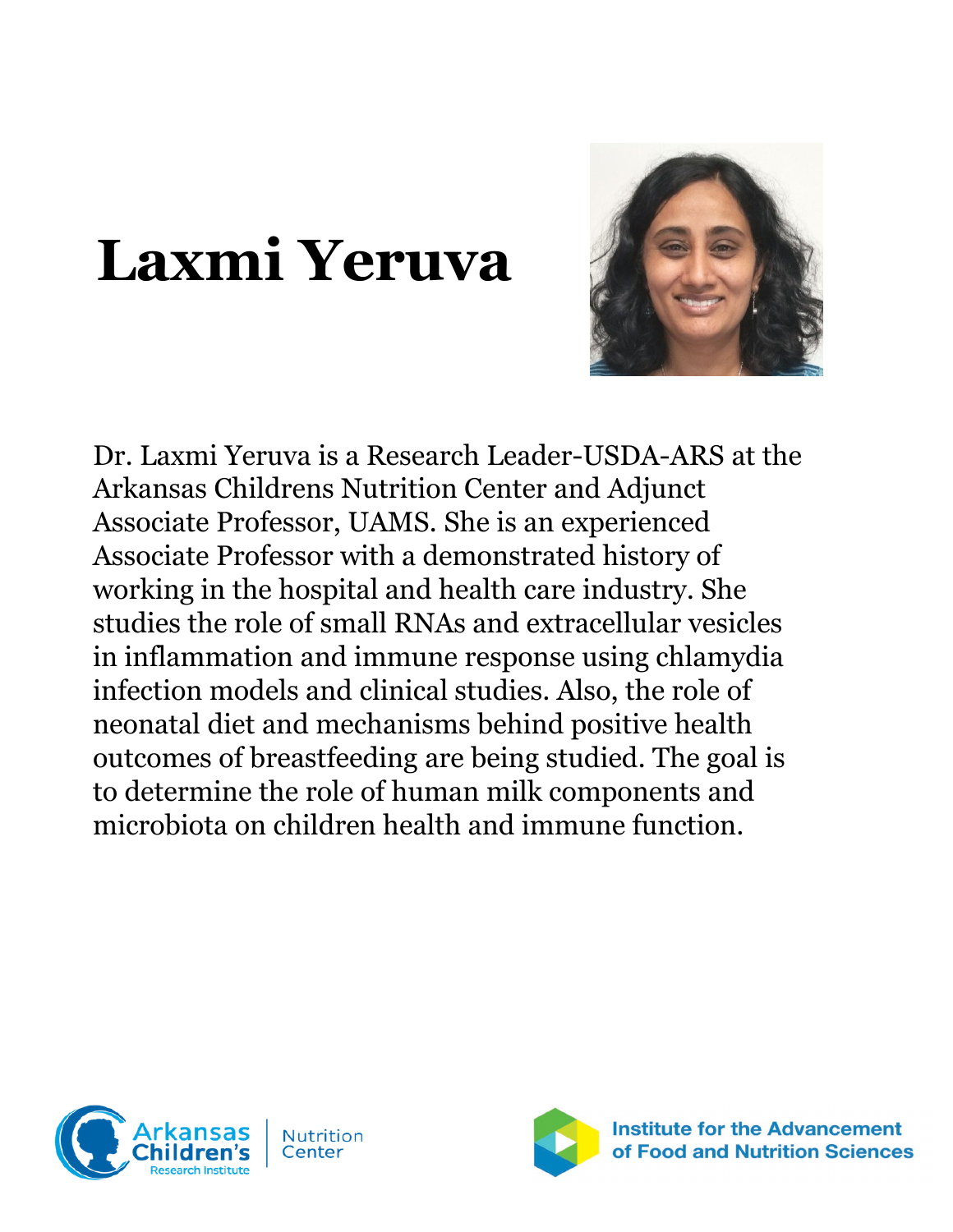# Laxmi Yeruva

Dr. Laxmi Yeruva is a Research Leader-USDA-ARS at the Arkansas Childrens Nutrition Center and Adjunct Associate Professor, UAMS. She is an experienced Associate Professor with a demonstrated history of working in the hospital and health care industry. She studies the role of small RNAs and extracellular vesicles in inflammation and immune response using chlamydia infection models and clinical studies. Also, the role of neonatal diet and mechanisms behind positive health outcomes of breastfeeding are being studied. The goal is to determine the role of human milk components and microbiota on children health and immune function.

Arkansas Children's Research Institute | Nutrition Center

Institute for the Advancement of Food and Nutrition Sciences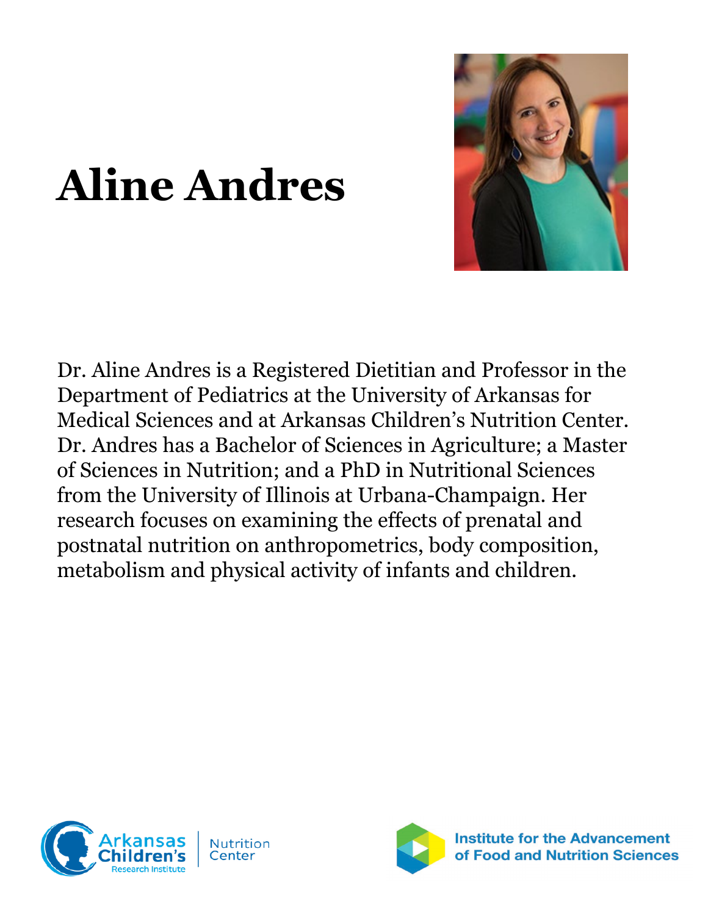# Aline Andres

Dr. Aline Andres is a Registered Dietitian and Professor in the Department of Pediatrics at the University of Arkansas for Medical Sciences and at Arkansas Children's Nutrition Center. Dr. Andres has a Bachelor of Sciences in Agriculture; a Master of Sciences in Nutrition; and a PhD in Nutritional Sciences from the University of Illinois at Urbana-Champaign. Her research focuses on examining the effects of prenatal and postnatal nutrition on anthropometrics, body composition, metabolism and physical activity of infants and children.

Arkansas Children's Research Institute | Nutrition Center

Institute for the Advancement of Food and Nutrition Sciences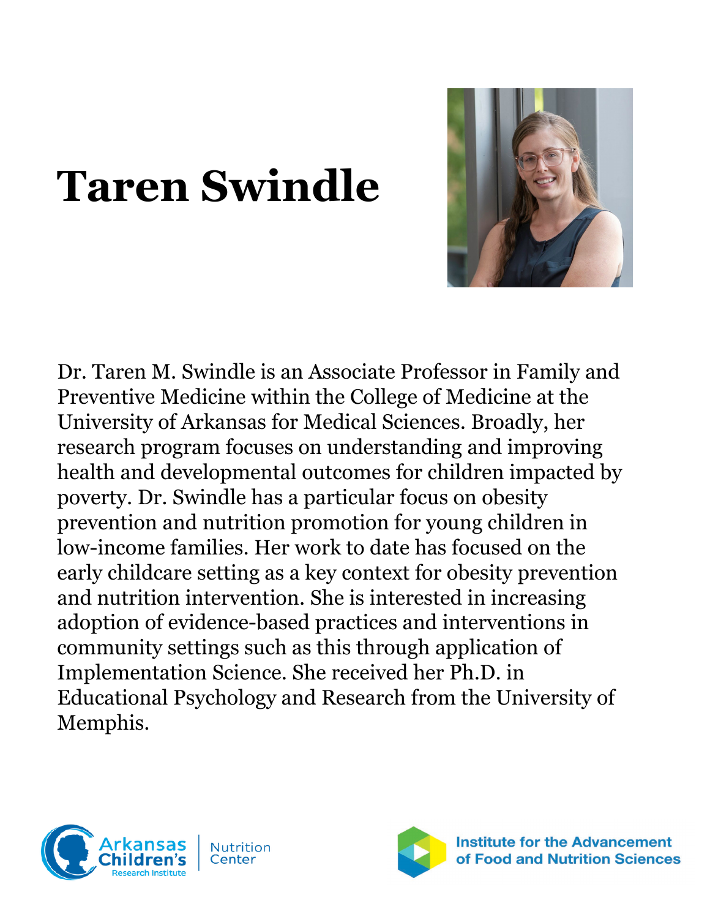# Taren Swindle

Dr. Taren M. Swindle is an Associate Professor in Family and Preventive Medicine within the College of Medicine at the University of Arkansas for Medical Sciences. Broadly, her research program focuses on understanding and improving health and developmental outcomes for children impacted by poverty. Dr. Swindle has a particular focus on obesity prevention and nutrition promotion for young children in low-income families. Her work to date has focused on the early childcare setting as a key context for obesity prevention and nutrition intervention. She is interested in increasing adoption of evidence-based practices and interventions in community settings such as this through application of Implementation Science. She received her Ph.D. in Educational Psychology and Research from the University of Memphis.

Arkansas Children's Research Institute | Nutrition Center

Institute for the Advancement of Food and Nutrition Sciences